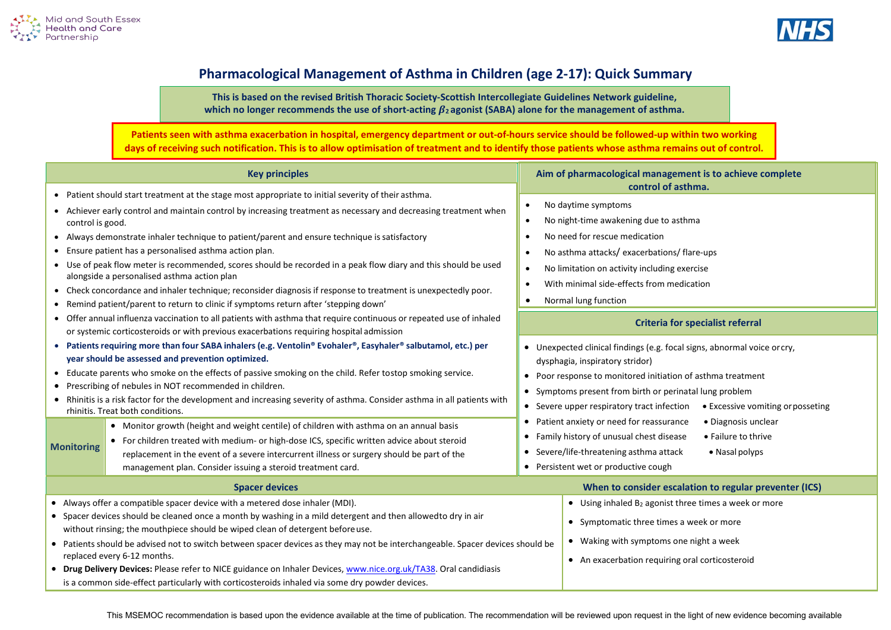Mid and South Essex Health and Care Partnership

# Pharmacological Management of Asthma in Children (age 2-17): Quick Summary

**This is based on the revised British Thoracic Society-Scottish Intercollegiate Guidelines Network guideline, which no longer recommends the use of short-acting $\beta_2$ agonist (SABA) alone for the management of asthma.**

**Patients seen with asthma exacerbation in hospital, emergency department or out-of-hours service should be followed-up within two working days of receiving such notification. This is to allow optimisation of treatment and to identify those patients whose asthma remains out of control.**

## Key principles

- Patient should start treatment at the stage most appropriate to initial severity of their asthma.
- Achiever early control and maintain control by increasing treatment as necessary and decreasing treatment when control is good.
- Always demonstrate inhaler technique to patient/parent and ensure technique is satisfactory
- Ensure patient has a personalised asthma action plan.
- Use of peak flow meter is recommended, scores should be recorded in a peak flow diary and this should be used alongside a personalised asthma action plan
- Check concordance and inhaler technique; reconsider diagnosis if response to treatment is unexpectedly poor.
- Remind patient/parent to return to clinic if symptoms return after 'stepping down'
- Offer annual influenza vaccination to all patients with asthma that require continuous or repeated use of inhaled or systemic corticosteroids or with previous exacerbations requiring hospital admission
- **Patients requiring more than four SABA inhalers (e.g. Ventolin® Evohaler®, Easyhaler® salbutamol, etc.) per year should be assessed and prevention optimized.**
- Educate parents who smoke on the effects of passive smoking on the child. Refer tostop smoking service.
- Prescribing of nebules in NOT recommended in children.
- Rhinitis is a risk factor for the development and increasing severity of asthma. Consider asthma in all patients with rhinitis. Treat both conditions.

### Monitoring

- Monitor growth (height and weight centile) of children with asthma on an annual basis
- For children treated with medium- or high-dose ICS, specific written advice about steroid replacement in the event of a severe intercurrent illness or surgery should be part of the management plan. Consider issuing a steroid treatment card.

## Aim of pharmacological management is to achieve complete control of asthma.

- No daytime symptoms
- No night-time awakening due to asthma
- No need for rescue medication
- No asthma attacks/ exacerbations/ flare-ups
- No limitation on activity including exercise
- With minimal side-effects from medication
- Normal lung function

## Criteria for specialist referral

- Unexpected clinical findings (e.g. focal signs, abnormal voice or cry, dysphagia, inspiratory stridor)
- Poor response to monitored initiation of asthma treatment
- Symptoms present from birth or perinatal lung problem
- Severe upper respiratory tract infection
- Patient anxiety or need for reassurance
- Family history of unusual chest disease
- Severe/life-threatening asthma attack
- Persistent wet or productive cough
- Excessive vomiting or posseting
- Diagnosis unclear
- Failure to thrive
- Nasal polyps

## Spacer devices

- Always offer a compatible spacer device with a metered dose inhaler (MDI).
- Spacer devices should be cleaned once a month by washing in a mild detergent and then allowedto dry in air without rinsing; the mouthpiece should be wiped clean of detergent before use.
- Patients should be advised not to switch between spacer devices as they may not be interchangeable. Spacer devices should be replaced every 6-12 months.
- **Drug Delivery Devices:** Please refer to NICE guidance on Inhaler Devices, www.nice.org.uk/TA38. Oral candidiasis is a common side-effect particularly with corticosteroids inhaled via some dry powder devices.

## When to consider escalation to regular preventer (ICS)

- Using inhaled $B_2$ agonist three times a week or more
- Symptomatic three times a week or more
- Waking with symptoms one night a week
- An exacerbation requiring oral corticosteroid

This MSEMOC recommendation is based upon the evidence available at the time of publication. The recommendation will be reviewed upon request in the light of new evidence becoming available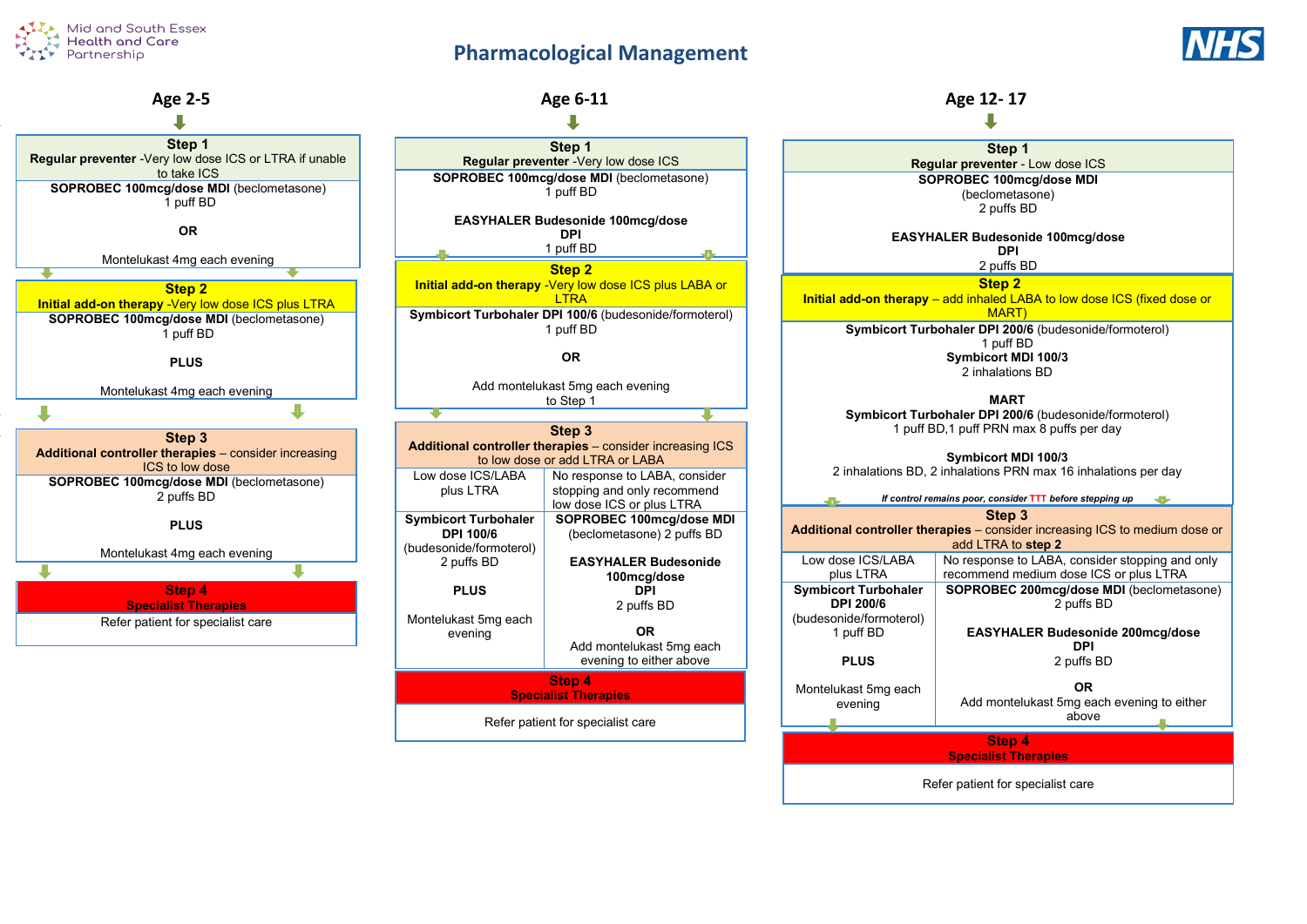Mid and South Essex Health and Care Partnership

# Pharmacological Management

## Age 2-5

### Step 1
**Regular preventer** -Very low dose ICS or LTRA if unable to take ICS

**SOPROBEC 100mcg/dose MDI** (beclometasone)
1 puff BD

**OR**

Montelukast 4mg each evening

### Step 2
**Initial add-on therapy** -Very low dose ICS plus LTRA

**SOPROBEC 100mcg/dose MDI** (beclometasone)
1 puff BD

**PLUS**

Montelukast 4mg each evening

### Step 3
**Additional controller therapies** – consider increasing ICS to low dose

**SOPROBEC 100mcg/dose MDI** (beclometasone)
2 puffs BD

**PLUS**

Montelukast 4mg each evening

### Step 4
**Specialist Therapies**

Refer patient for specialist care

## Age 6-11

### Step 1
**Regular preventer** -Very low dose ICS

**SOPROBEC 100mcg/dose MDI** (beclometasone)
1 puff BD

**EASYHALER Budesonide 100mcg/dose DPI**
1 puff BD

### Step 2
**Initial add-on therapy** -Very low dose ICS plus LABA or LTRA

**Symbicort Turbohaler DPI 100/6** (budesonide/formoterol)
1 puff BD

**OR**

Add montelukast 5mg each evening to Step 1

### Step 3
**Additional controller therapies** – consider increasing ICS to low dose or add LTRA or LABA

| Low dose ICS/LABA plus LTRA | No response to LABA, consider stopping and only recommend low dose ICS or plus LTRA |
|---|---|
| **Symbicort Turbohaler DPI 100/6** (budesonide/formoterol) 2 puffs BD<br><br>**PLUS**<br><br>Montelukast 5mg each evening | **SOPROBEC 100mcg/dose MDI** (beclometasone) 2 puffs BD<br><br>**EASYHALER Budesonide 100mcg/dose DPI** 2 puffs BD<br><br>**OR**<br>Add montelukast 5mg each evening to either above |

### Step 4
**Specialist Therapies**

Refer patient for specialist care

## Age 12- 17

### Step 1
**Regular preventer** - Low dose ICS

**SOPROBEC 100mcg/dose MDI** (beclometasone)
2 puffs BD

**EASYHALER Budesonide 100mcg/dose DPI**
2 puffs BD

### Step 2
**Initial add-on therapy** – add inhaled LABA to low dose ICS (fixed dose or MART)

**Symbicort Turbohaler DPI 200/6** (budesonide/formoterol)
1 puff BD
**Symbicort MDI 100/3**
2 inhalations BD

**MART**
**Symbicort Turbohaler DPI 200/6** (budesonide/formoterol)
1 puff BD,1 puff PRN max 8 puffs per day

**Symbicort MDI 100/3**
2 inhalations BD, 2 inhalations PRN max 16 inhalations per day

***If control remains poor, consider TTT before stepping up***

### Step 3
**Additional controller therapies** – consider increasing ICS to medium dose or add LTRA to **step 2**

| Low dose ICS/LABA plus LTRA | No response to LABA, consider stopping and only recommend medium dose ICS or plus LTRA |
|---|---|
| **Symbicort Turbohaler DPI 200/6** (budesonide/formoterol) 1 puff BD<br><br>**PLUS**<br><br>Montelukast 5mg each evening | **SOPROBEC 200mcg/dose MDI** (beclometasone) 2 puffs BD<br><br>**EASYHALER Budesonide 200mcg/dose DPI** 2 puffs BD<br><br>**OR**<br>Add montelukast 5mg each evening to either above |

### Step 4
**Specialist Therapies**

Refer patient for specialist care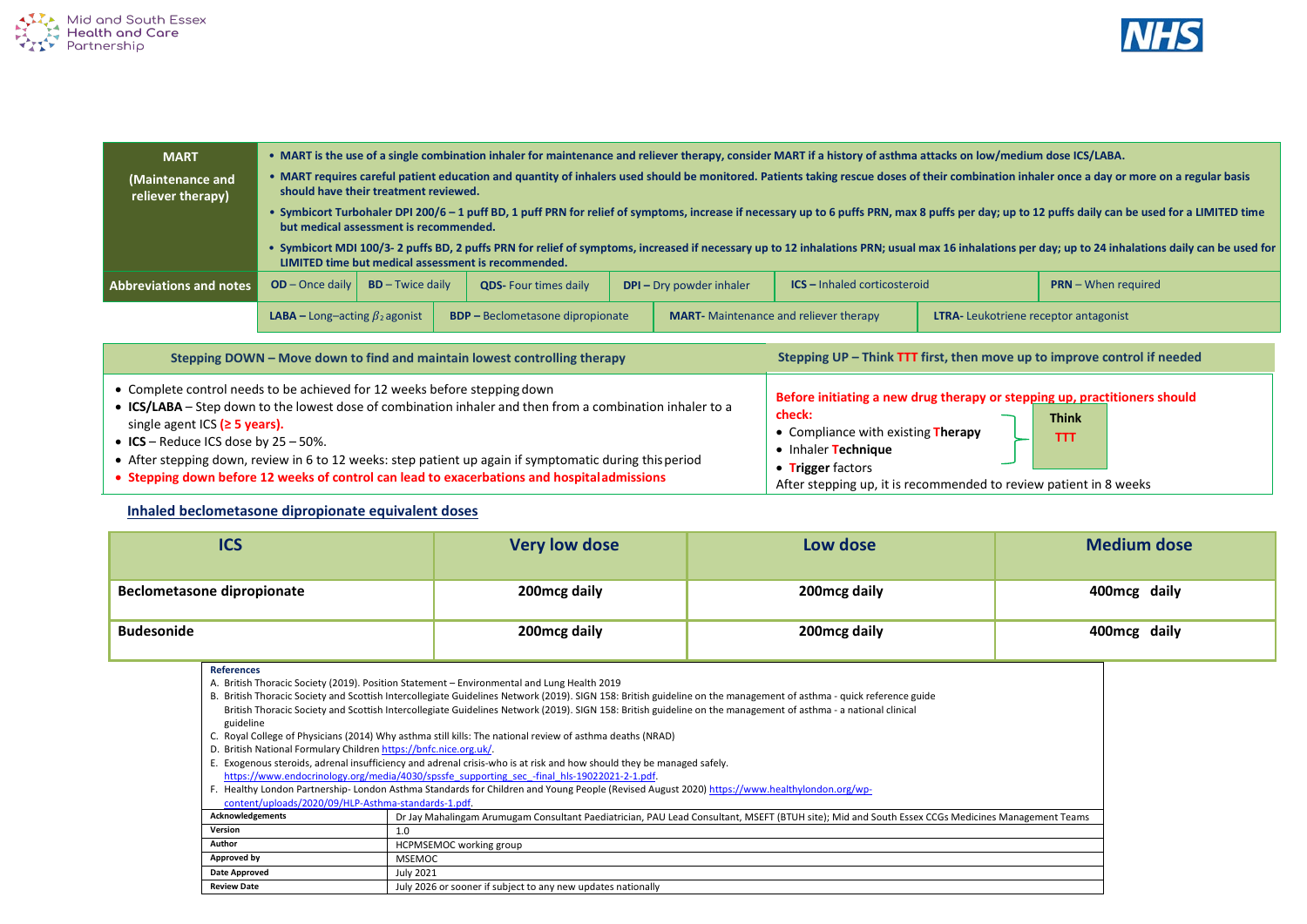| MART (Maintenance and reliever therapy) | |
|---|---|
| | • **MART is the use of a single combination inhaler for maintenance and reliever therapy, consider MART if a history of asthma attacks on low/medium dose ICS/LABA.** <br> • **MART requires careful patient education and quantity of inhalers used should be monitored. Patients taking rescue doses of their combination inhaler once a day or more on a regular basis should have their treatment reviewed.** <br> • **Symbicort Turbohaler DPI 200/6 – 1 puff BD, 1 puff PRN for relief of symptoms, increase if necessary up to 6 puffs PRN, max 8 puffs per day; up to 12 puffs daily can be used for a LIMITED time but medical assessment is recommended.** <br> • **Symbicort MDI 100/3- 2 puffs BD, 2 puffs PRN for relief of symptoms, increased if necessary up to 12 inhalations PRN; usual max 16 inhalations per day; up to 24 inhalations daily can be used for LIMITED time but medical assessment is recommended.** |

**Abbreviations and notes**

| | | | | | |
|---|---|---|---|---|---|
| **OD** – Once daily | **BD** – Twice daily | **QDS**- Four times daily | **DPI** – Dry powder inhaler | **ICS** – Inhaled corticosteroid | **PRN** – When required |
| **LABA** – Long–acting $\beta_2$ agonist | **BDP** – Beclometasone dipropionate | **MART**- Maintenance and reliever therapy | **LTRA**- Leukotriene receptor antagonist | | |

| Stepping DOWN – Move down to find and maintain lowest controlling therapy | Stepping UP – Think TTT first, then move up to improve control if needed |
|---|---|
| • Complete control needs to be achieved for 12 weeks before stepping down <br> • **ICS/LABA** – Step down to the lowest dose of combination inhaler and then from a combination inhaler to a single agent ICS **(≥ 5 years).** <br> • **ICS** – Reduce ICS dose by 25 – 50%. <br> • After stepping down, review in 6 to 12 weeks: step patient up again if symptomatic during this period <br> • **Stepping down before 12 weeks of control can lead to exacerbations and hospital admissions** | **Before initiating a new drug therapy or stepping up, practitioners should check:** <br> • Compliance with existing **T**herapy <br> • Inhaler **T**echnique <br> • **T**rigger factors <br> **Think TTT** <br> After stepping up, it is recommended to review patient in 8 weeks |

**Inhaled beclometasone dipropionate equivalent doses**

| ICS | Very low dose | Low dose | Medium dose |
|---|---|---|---|
| **Beclometasone dipropionate** | **200mcg daily** | **200mcg daily** | **400mcg daily** |
| **Budesonide** | **200mcg daily** | **200mcg daily** | **400mcg daily** |

**References**

A. British Thoracic Society (2019). Position Statement – Environmental and Lung Health 2019
B. British Thoracic Society and Scottish Intercollegiate Guidelines Network (2019). SIGN 158: British guideline on the management of asthma - quick reference guide
British Thoracic Society and Scottish Intercollegiate Guidelines Network (2019). SIGN 158: British guideline on the management of asthma - a national clinical guideline
C. Royal College of Physicians (2014) Why asthma still kills: The national review of asthma deaths (NRAD)
D. British National Formulary Children https://bnfc.nice.org.uk/.
E. Exogenous steroids, adrenal insufficiency and adrenal crisis-who is at risk and how should they be managed safely. https://www.endocrinology.org/media/4030/spssfe_supporting_sec_-final_hls-19022021-2-1.pdf.
F. Healthy London Partnership- London Asthma Standards for Children and Young People (Revised August 2020) https://www.healthylondon.org/wp-content/uploads/2020/09/HLP-Asthma-standards-1.pdf.

| | |
|---|---|
| **Acknowledgements** | Dr Jay Mahalingam Arumugam Consultant Paediatrician, PAU Lead Consultant, MSEFT (BTUH site); Mid and South Essex CCGs Medicines Management Teams |
| **Version** | 1.0 |
| **Author** | HCPMSEMOC working group |
| **Approved by** | MSEMOC |
| **Date Approved** | July 2021 |
| **Review Date** | July 2026 or sooner if subject to any new updates nationally |